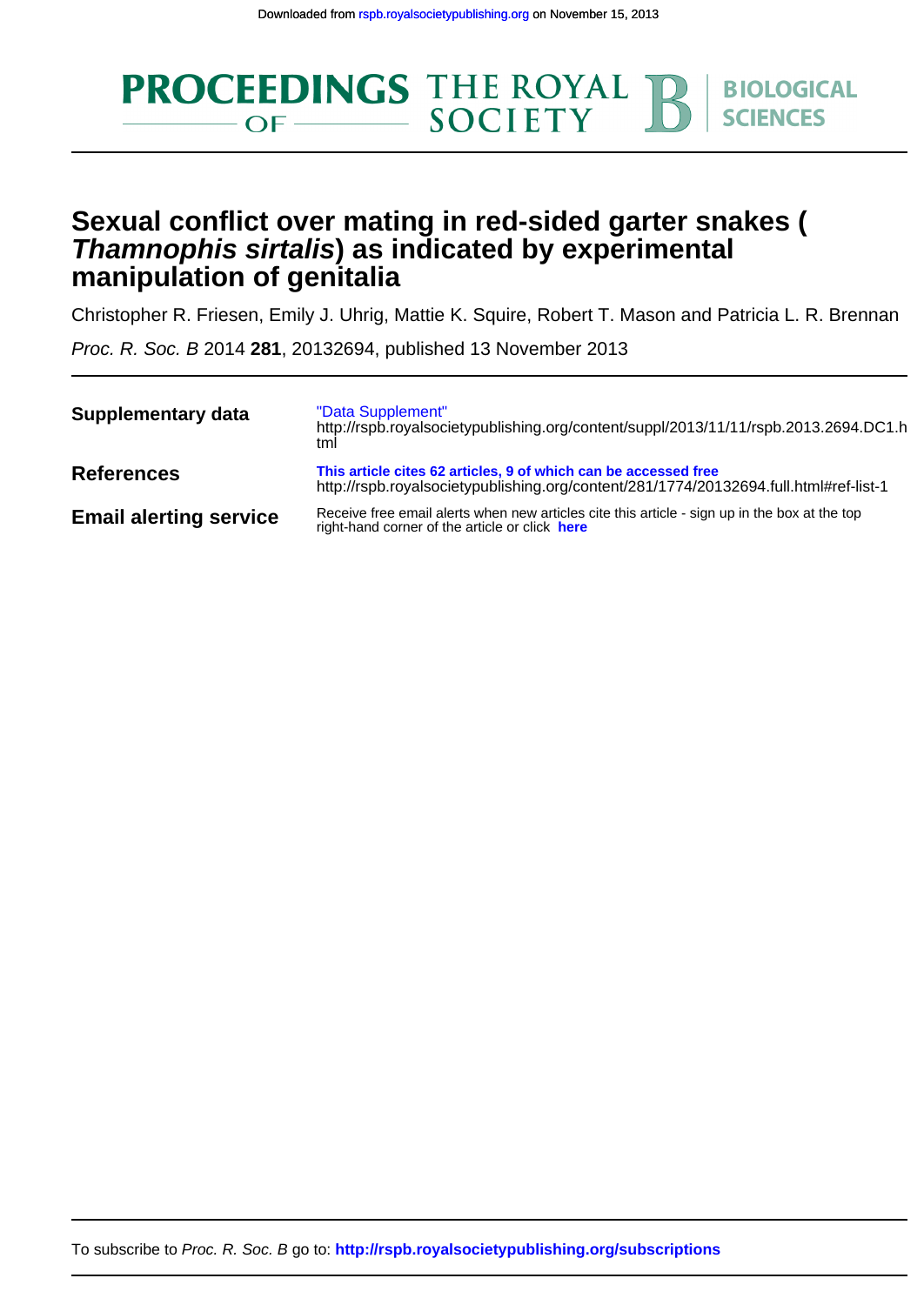Downloaded from rspb.royalsocietypublishing.org on November 15, 2013

PROCEEDINGS OF THE ROYAL SOCIETY B BIOLOGICAL SCIENCES

# Sexual conflict over mating in red-sided garter snakes (*Thamnophis sirtalis*) as indicated by experimental manipulation of genitalia

Christopher R. Friesen, Emily J. Uhrig, Mattie K. Squire, Robert T. Mason and Patricia L. R. Brennan

*Proc. R. Soc. B* 2014 **281**, 20132694, published 13 November 2013

| | |
|---|---|
| **Supplementary data** | "Data Supplement" http://rspb.royalsocietypublishing.org/content/suppl/2013/11/11/rspb.2013.2694.DC1.html |
| **References** | **This article cites 62 articles, 9 of which can be accessed free** http://rspb.royalsocietypublishing.org/content/281/1774/20132694.full.html#ref-list-1 |
| **Email alerting service** | Receive free email alerts when new articles cite this article - sign up in the box at the top right-hand corner of the article or click **here** |

To subscribe to *Proc. R. Soc. B* go to: **http://rspb.royalsocietypublishing.org/subscriptions**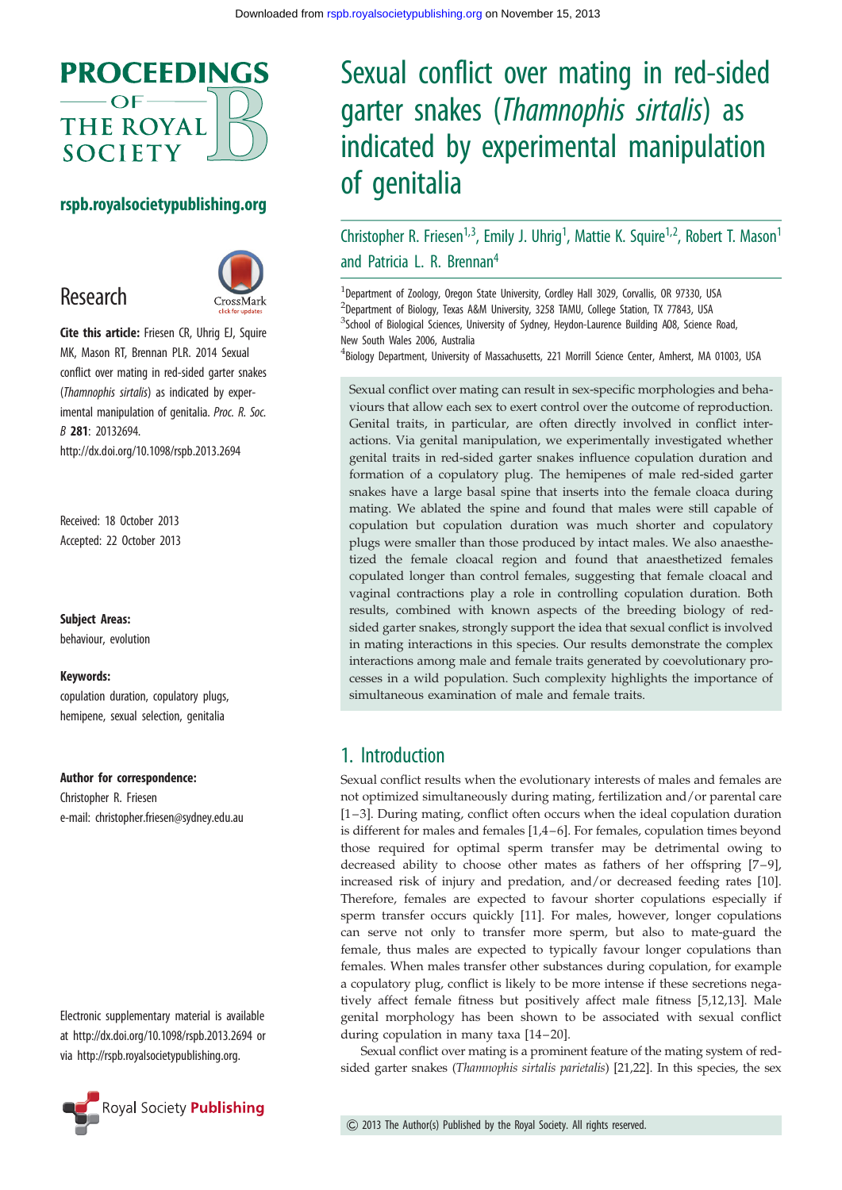# Sexual conflict over mating in red-sided garter snakes (*Thamnophis sirtalis*) as indicated by experimental manipulation of genitalia

Christopher R. Friesen[1,3], Emily J. Uhrig[1], Mattie K. Squire[1,2], Robert T. Mason[1] and Patricia L. R. Brennan[4]

[1]Department of Zoology, Oregon State University, Cordley Hall 3029, Corvallis, OR 97330, USA
[2]Department of Biology, Texas A&M University, 3258 TAMU, College Station, TX 77843, USA
[3]School of Biological Sciences, University of Sydney, Heydon-Laurence Building A08, Science Road, New South Wales 2006, Australia
[4]Biology Department, University of Massachusetts, 221 Morrill Science Center, Amherst, MA 01003, USA

Research

**Cite this article:** Friesen CR, Uhrig EJ, Squire MK, Mason RT, Brennan PLR. 2014 Sexual conflict over mating in red-sided garter snakes (*Thamnophis sirtalis*) as indicated by experimental manipulation of genitalia. *Proc. R. Soc. B* **281**: 20132694.
http://dx.doi.org/10.1098/rspb.2013.2694

Received: 18 October 2013
Accepted: 22 October 2013

**Subject Areas:**
behaviour, evolution

**Keywords:**
copulation duration, copulatory plugs, hemipene, sexual selection, genitalia

**Author for correspondence:**
Christopher R. Friesen
e-mail: christopher.friesen@sydney.edu.au

Electronic supplementary material is available at http://dx.doi.org/10.1098/rspb.2013.2694 or via http://rspb.royalsocietypublishing.org.

Sexual conflict over mating can result in sex-specific morphologies and behaviours that allow each sex to exert control over the outcome of reproduction. Genital traits, in particular, are often directly involved in conflict interactions. Via genital manipulation, we experimentally investigated whether genital traits in red-sided garter snakes influence copulation duration and formation of a copulatory plug. The hemipenes of male red-sided garter snakes have a large basal spine that inserts into the female cloaca during mating. We ablated the spine and found that males were still capable of copulation but copulation duration was much shorter and copulatory plugs were smaller than those produced by intact males. We also anaesthetized the female cloacal region and found that anaesthetized females copulated longer than control females, suggesting that female cloacal and vaginal contractions play a role in controlling copulation duration. Both results, combined with known aspects of the breeding biology of red-sided garter snakes, strongly support the idea that sexual conflict is involved in mating interactions in this species. Our results demonstrate the complex interactions among male and female traits generated by coevolutionary processes in a wild population. Such complexity highlights the importance of simultaneous examination of male and female traits.

## 1. Introduction

Sexual conflict results when the evolutionary interests of males and females are not optimized simultaneously during mating, fertilization and/or parental care [1–3]. During mating, conflict often occurs when the ideal copulation duration is different for males and females [1,4–6]. For females, copulation times beyond those required for optimal sperm transfer may be detrimental owing to decreased ability to choose other mates as fathers of her offspring [7–9], increased risk of injury and predation, and/or decreased feeding rates [10]. Therefore, females are expected to favour shorter copulations especially if sperm transfer occurs quickly [11]. For males, however, longer copulations can serve not only to transfer more sperm, but also to mate-guard the female, thus males are expected to typically favour longer copulations than females. When males transfer other substances during copulation, for example a copulatory plug, conflict is likely to be more intense if these secretions negatively affect female fitness but positively affect male fitness [5,12,13]. Male genital morphology has been shown to be associated with sexual conflict during copulation in many taxa [14–20].

Sexual conflict over mating is a prominent feature of the mating system of red-sided garter snakes (*Thamnophis sirtalis parietalis*) [21,22]. In this species, the sex

© 2013 The Author(s) Published by the Royal Society. All rights reserved.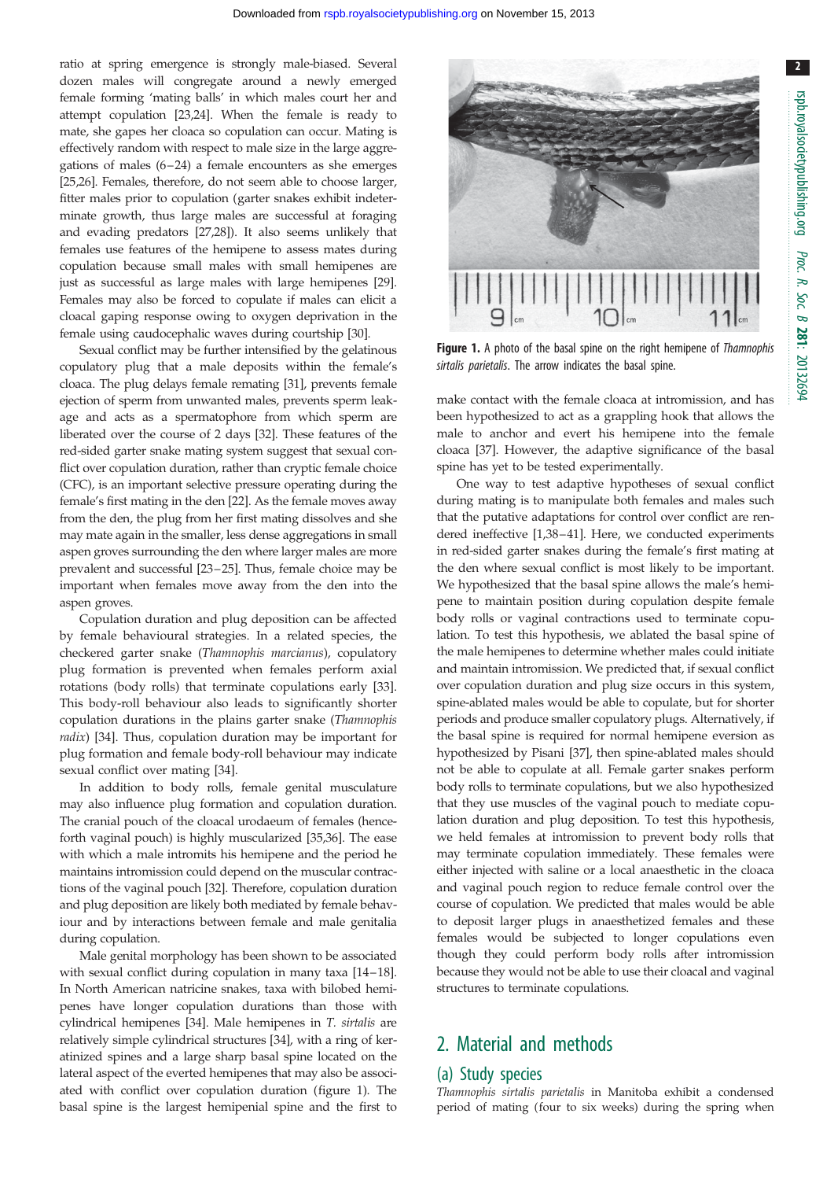ratio at spring emergence is strongly male-biased. Several dozen males will congregate around a newly emerged female forming 'mating balls' in which males court her and attempt copulation [23,24]. When the female is ready to mate, she gapes her cloaca so copulation can occur. Mating is effectively random with respect to male size in the large aggregations of males (6–24) a female encounters as she emerges [25,26]. Females, therefore, do not seem able to choose larger, fitter males prior to copulation (garter snakes exhibit indeterminate growth, thus large males are successful at foraging and evading predators [27,28]). It also seems unlikely that females use features of the hemipene to assess mates during copulation because small males with small hemipenes are just as successful as large males with large hemipenes [29]. Females may also be forced to copulate if males can elicit a cloacal gaping response owing to oxygen deprivation in the female using caudocephalic waves during courtship [30].

Sexual conflict may be further intensified by the gelatinous copulatory plug that a male deposits within the female's cloaca. The plug delays female remating [31], prevents female ejection of sperm from unwanted males, prevents sperm leakage and acts as a spermatophore from which sperm are liberated over the course of 2 days [32]. These features of the red-sided garter snake mating system suggest that sexual conflict over copulation duration, rather than cryptic female choice (CFC), is an important selective pressure operating during the female's first mating in the den [22]. As the female moves away from the den, the plug from her first mating dissolves and she may mate again in the smaller, less dense aggregations in small aspen groves surrounding the den where larger males are more prevalent and successful [23–25]. Thus, female choice may be important when females move away from the den into the aspen groves.

Copulation duration and plug deposition can be affected by female behavioural strategies. In a related species, the checkered garter snake (*Thamnophis marcianus*), copulatory plug formation is prevented when females perform axial rotations (body rolls) that terminate copulations early [33]. This body-roll behaviour also leads to significantly shorter copulation durations in the plains garter snake (*Thamnophis radix*) [34]. Thus, copulation duration may be important for plug formation and female body-roll behaviour may indicate sexual conflict over mating [34].

In addition to body rolls, female genital musculature may also influence plug formation and copulation duration. The cranial pouch of the cloacal urodaeum of females (henceforth vaginal pouch) is highly muscularized [35,36]. The ease with which a male intromits his hemipene and the period he maintains intromission could depend on the muscular contractions of the vaginal pouch [32]. Therefore, copulation duration and plug deposition are likely both mediated by female behaviour and by interactions between female and male genitalia during copulation.

Male genital morphology has been shown to be associated with sexual conflict during copulation in many taxa [14–18]. In North American natricine snakes, taxa with bilobed hemipenes have longer copulation durations than those with cylindrical hemipenes [34]. Male hemipenes in *T. sirtalis* are relatively simple cylindrical structures [34], with a ring of keratinized spines and a large sharp basal spine located on the lateral aspect of the everted hemipenes that may also be associated with conflict over copulation duration (figure 1). The basal spine is the largest hemipenial spine and the first to make contact with the female cloaca at intromission, and has been hypothesized to act as a grappling hook that allows the male to anchor and evert his hemipene into the female cloaca [37]. However, the adaptive significance of the basal spine has yet to be tested experimentally.

9 cm 10 cm 11 cm

**Figure 1.** A photo of the basal spine on the right hemipene of *Thamnophis sirtalis parietalis*. The arrow indicates the basal spine.

One way to test adaptive hypotheses of sexual conflict during mating is to manipulate both females and males such that the putative adaptations for control over conflict are rendered ineffective [1,38–41]. Here, we conducted experiments in red-sided garter snakes during the female's first mating at the den where sexual conflict is most likely to be important. We hypothesized that the basal spine allows the male's hemipene to maintain position during copulation despite female body rolls or vaginal contractions used to terminate copulation. To test this hypothesis, we ablated the basal spine of the male hemipenes to determine whether males could initiate and maintain intromission. We predicted that, if sexual conflict over copulation duration and plug size occurs in this system, spine-ablated males would be able to copulate, but for shorter periods and produce smaller copulatory plugs. Alternatively, if the basal spine is required for normal hemipene eversion as hypothesized by Pisani [37], then spine-ablated males should not be able to copulate at all. Female garter snakes perform body rolls to terminate copulations, but we also hypothesized that they use muscles of the vaginal pouch to mediate copulation duration and plug deposition. To test this hypothesis, we held females at intromission to prevent body rolls that may terminate copulation immediately. These females were either injected with saline or a local anaesthetic in the cloaca and vaginal pouch region to reduce female control over the course of copulation. We predicted that males would be able to deposit larger plugs in anaesthetized females and these females would be subjected to longer copulations even though they could perform body rolls after intromission because they would not be able to use their cloacal and vaginal structures to terminate copulations.

## 2. Material and methods

### (a) Study species

*Thamnophis sirtalis parietalis* in Manitoba exhibit a condensed period of mating (four to six weeks) during the spring when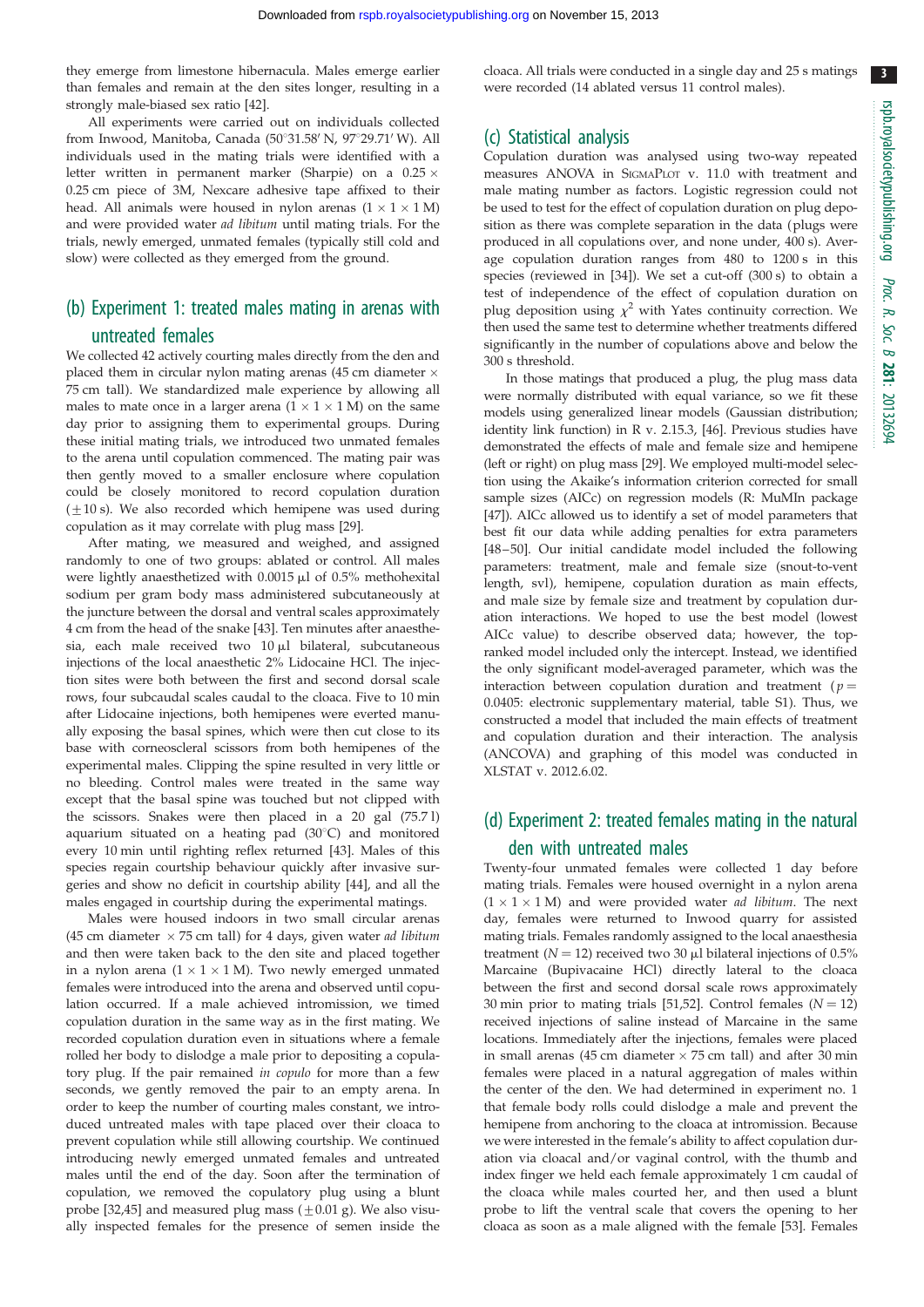they emerge from limestone hibernacula. Males emerge earlier than females and remain at the den sites longer, resulting in a strongly male-biased sex ratio [42].

All experiments were carried out on individuals collected from Inwood, Manitoba, Canada (50°31.58′ N, 97°29.71′ W). All individuals used in the mating trials were identified with a letter written in permanent marker (Sharpie) on a 0.25 × 0.25 cm piece of 3M, Nexcare adhesive tape affixed to their head. All animals were housed in nylon arenas (1 × 1 × 1 M) and were provided water *ad libitum* until mating trials. For the trials, newly emerged, unmated females (typically still cold and slow) were collected as they emerged from the ground.

## (b) Experiment 1: treated males mating in arenas with untreated females

We collected 42 actively courting males directly from the den and placed them in circular nylon mating arenas (45 cm diameter × 75 cm tall). We standardized male experience by allowing all males to mate once in a larger arena (1 × 1 × 1 M) on the same day prior to assigning them to experimental groups. During these initial mating trials, we introduced two unmated females to the arena until copulation commenced. The mating pair was then gently moved to a smaller enclosure where copulation could be closely monitored to record copulation duration (±10 s). We also recorded which hemipene was used during copulation as it may correlate with plug mass [29].

After mating, we measured and weighed, and assigned randomly to one of two groups: ablated or control. All males were lightly anaesthetized with 0.0015 µl of 0.5% methohexital sodium per gram body mass administered subcutaneously at the juncture between the dorsal and ventral scales approximately 4 cm from the head of the snake [43]. Ten minutes after anaesthesia, each male received two 10 µl bilateral, subcutaneous injections of the local anaesthetic 2% Lidocaine HCl. The injection sites were both between the first and second dorsal scale rows, four subcaudal scales caudal to the cloaca. Five to 10 min after Lidocaine injections, both hemipenes were everted manually exposing the basal spines, which were then cut close to its base with corneoscleral scissors from both hemipenes of the experimental males. Clipping the spine resulted in very little or no bleeding. Control males were treated in the same way except that the basal spine was touched but not clipped with the scissors. Snakes were then placed in a 20 gal (75.7 l) aquarium situated on a heating pad (30°C) and monitored every 10 min until righting reflex returned [43]. Males of this species regain courtship behaviour quickly after invasive surgeries and show no deficit in courtship ability [44], and all the males engaged in courtship during the experimental matings.

Males were housed indoors in two small circular arenas (45 cm diameter × 75 cm tall) for 4 days, given water *ad libitum* and then were taken back to the den site and placed together in a nylon arena (1 × 1 × 1 M). Two newly emerged unmated females were introduced into the arena and observed until copulation occurred. If a male achieved intromission, we timed copulation duration in the same way as in the first mating. We recorded copulation duration even in situations where a female rolled her body to dislodge a male prior to depositing a copulatory plug. If the pair remained *in copulo* for more than a few seconds, we gently removed the pair to an empty arena. In order to keep the number of courting males constant, we introduced untreated males with tape placed over their cloaca to prevent copulation while still allowing courtship. We continued introducing newly emerged unmated females and untreated males until the end of the day. Soon after the termination of copulation, we removed the copulatory plug using a blunt probe [32,45] and measured plug mass (±0.01 g). We also visually inspected females for the presence of semen inside the cloaca. All trials were conducted in a single day and 25 s matings were recorded (14 ablated versus 11 control males).

## (c) Statistical analysis

Copulation duration was analysed using two-way repeated measures ANOVA in SigmaPlot v. 11.0 with treatment and male mating number as factors. Logistic regression could not be used to test for the effect of copulation duration on plug deposition as there was complete separation in the data (plugs were produced in all copulations over, and none under, 400 s). Average copulation duration ranges from 480 to 1200 s in this species (reviewed in [34]). We set a cut-off (300 s) to obtain a test of independence of the effect of copulation duration on plug deposition using $\chi^2$ with Yates continuity correction. We then used the same test to determine whether treatments differed significantly in the number of copulations above and below the 300 s threshold.

In those matings that produced a plug, the plug mass data were normally distributed with equal variance, so we fit these models using generalized linear models (Gaussian distribution; identity link function) in R v. 2.15.3, [46]. Previous studies have demonstrated the effects of male and female size and hemipene (left or right) on plug mass [29]. We employed multi-model selection using the Akaike's information criterion corrected for small sample sizes (AICc) on regression models (R: MuMIn package [47]). AICc allowed us to identify a set of model parameters that best fit our data while adding penalties for extra parameters [48–50]. Our initial candidate model included the following parameters: treatment, male and female size (snout-to-vent length, svl), hemipene, copulation duration as main effects, and male size by female size and treatment by copulation duration interactions. We hoped to use the best model (lowest AICc value) to describe observed data; however, the top-ranked model included only the intercept. Instead, we identified the only significant model-averaged parameter, which was the interaction between copulation duration and treatment ($p = 0.0405$: electronic supplementary material, table S1). Thus, we constructed a model that included the main effects of treatment and copulation duration and their interaction. The analysis (ANCOVA) and graphing of this model was conducted in XLSTAT v. 2012.6.02.

## (d) Experiment 2: treated females mating in the natural den with untreated males

Twenty-four unmated females were collected 1 day before mating trials. Females were housed overnight in a nylon arena (1 × 1 × 1 M) and were provided water *ad libitum*. The next day, females were returned to Inwood quarry for assisted mating trials. Females randomly assigned to the local anaesthesia treatment ($N = 12$) received two 30 µl bilateral injections of 0.5% Marcaine (Bupivacaine HCl) directly lateral to the cloaca between the first and second dorsal scale rows approximately 30 min prior to mating trials [51,52]. Control females ($N = 12$) received injections of saline instead of Marcaine in the same locations. Immediately after the injections, females were placed in small arenas (45 cm diameter × 75 cm tall) and after 30 min females were placed in a natural aggregation of males within the center of the den. We had determined in experiment no. 1 that female body rolls could dislodge a male and prevent the hemipene from anchoring to the cloaca at intromission. Because we were interested in the female's ability to affect copulation duration via cloacal and/or vaginal control, with the thumb and index finger we held each female approximately 1 cm caudal of the cloaca while males courted her, and then used a blunt probe to lift the ventral scale that covers the opening to her cloaca as soon as a male aligned with the female [53]. Females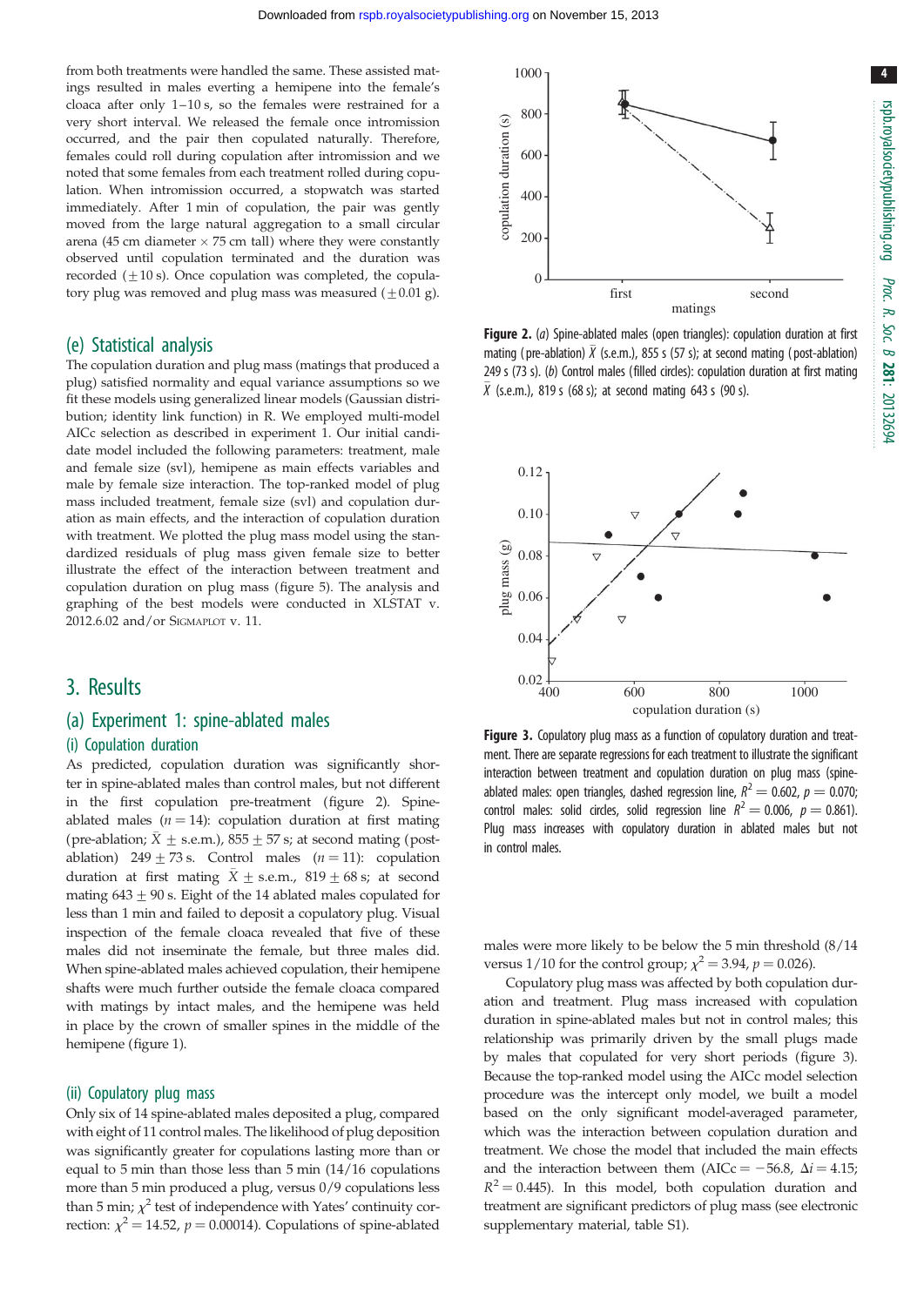from both treatments were handled the same. These assisted matings resulted in males everting a hemipene into the female's cloaca after only 1–10 s, so the females were restrained for a very short interval. We released the female once intromission occurred, and the pair then copulated naturally. Therefore, females could roll during copulation after intromission and we noted that some females from each treatment rolled during copulation. When intromission occurred, a stopwatch was started immediately. After 1 min of copulation, the pair was gently moved from the large natural aggregation to a small circular arena (45 cm diameter × 75 cm tall) where they were constantly observed until copulation terminated and the duration was recorded (±10 s). Once copulation was completed, the copulatory plug was removed and plug mass was measured (±0.01 g).

## (e) Statistical analysis

The copulation duration and plug mass (matings that produced a plug) satisfied normality and equal variance assumptions so we fit these models using generalized linear models (Gaussian distribution; identity link function) in R. We employed multi-model AICc selection as described in experiment 1. Our initial candidate model included the following parameters: treatment, male and female size (svl), hemipene as main effects variables and male by female size interaction. The top-ranked model of plug mass included treatment, female size (svl) and copulation duration as main effects, and the interaction of copulation duration with treatment. We plotted the plug mass model using the standardized residuals of plug mass given female size to better illustrate the effect of the interaction between treatment and copulation duration on plug mass (figure 5). The analysis and graphing of the best models were conducted in XLSTAT v. 2012.6.02 and/or SIGMAPLOT v. 11.

# 3. Results

## (a) Experiment 1: spine-ablated males

### (i) Copulation duration

As predicted, copulation duration was significantly shorter in spine-ablated males than control males, but not different in the first copulation pre-treatment (figure 2). Spine-ablated males ($n = 14$): copulation duration at first mating (pre-ablation; $\bar{X} \pm$ s.e.m.), 855 ± 57 s; at second mating (post-ablation) 249 ± 73 s. Control males ($n = 11$): copulation duration at first mating $\bar{X} \pm$ s.e.m., 819 ± 68 s; at second mating 643 ± 90 s. Eight of the 14 ablated males copulated for less than 1 min and failed to deposit a copulatory plug. Visual inspection of the female cloaca revealed that five of these males did not inseminate the female, but three males did. When spine-ablated males achieved copulation, their hemipene shafts were much further outside the female cloaca compared with matings by intact males, and the hemipene was held in place by the crown of smaller spines in the middle of the hemipene (figure 1).

### (ii) Copulatory plug mass

Only six of 14 spine-ablated males deposited a plug, compared with eight of 11 control males. The likelihood of plug deposition was significantly greater for copulations lasting more than or equal to 5 min than those less than 5 min (14/16 copulations more than 5 min produced a plug, versus 0/9 copulations less than 5 min; $\chi^2$ test of independence with Yates' continuity correction: $\chi^2 = 14.52$, $p = 0.00014$). Copulations of spine-ablated males were more likely to be below the 5 min threshold (8/14 versus 1/10 for the control group; $\chi^2 = 3.94$, $p = 0.026$).

Copulatory plug mass was affected by both copulation duration and treatment. Plug mass increased with copulation duration in spine-ablated males but not in control males; this relationship was primarily driven by the small plugs made by males that copulated for very short periods (figure 3). Because the top-ranked model using the AICc model selection procedure was the intercept only model, we built a model based on the only significant model-averaged parameter, which was the interaction between copulation duration and treatment. We chose the model that included the main effects and the interaction between them (AICc = −56.8, $\Delta i = 4.15$; $R^2 = 0.445$). In this model, both copulation duration and treatment are significant predictors of plug mass (see electronic supplementary material, table S1).

**Figure 2.** (*a*) Spine-ablated males (open triangles): copulation duration at first mating (pre-ablation) $\bar{X}$ (s.e.m.), 855 s (57 s); at second mating (post-ablation) 249 s (73 s). (*b*) Control males (filled circles): copulation duration at first mating $\bar{X}$ (s.e.m.), 819 s (68 s); at second mating 643 s (90 s).

**Figure 3.** Copulatory plug mass as a function of copulatory duration and treatment. There are separate regressions for each treatment to illustrate the significant interaction between treatment and copulation duration on plug mass (spine-ablated males: open triangles, dashed regression line, $R^2 = 0.602$, $p = 0.070$; control males: solid circles, solid regression line $R^2 = 0.006$, $p = 0.861$). Plug mass increases with copulatory duration in ablated males but not in control males.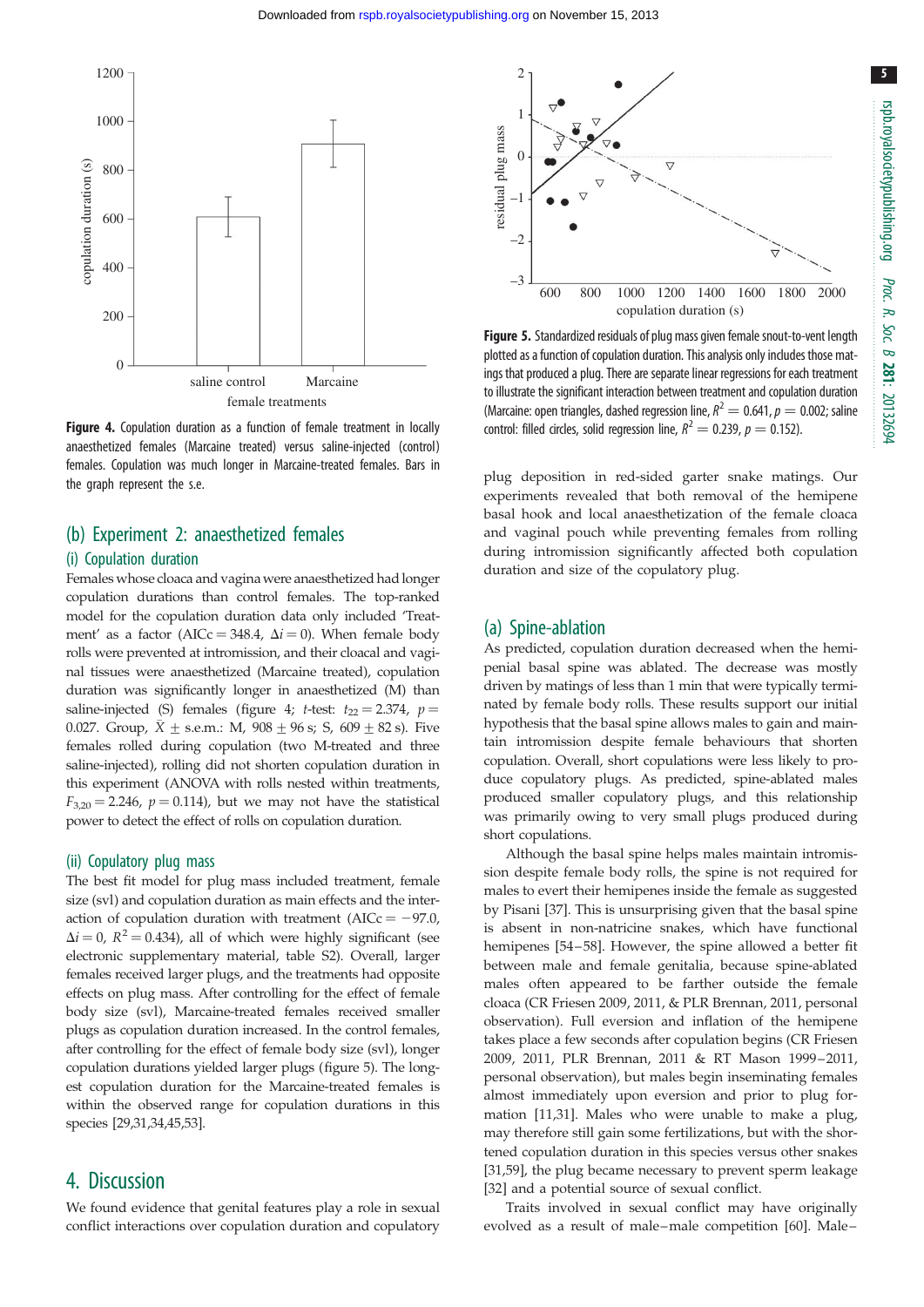Figure 4. Copulation duration as a function of female treatment in locally anaesthetized females (Marcaine treated) versus saline-injected (control) females. Copulation was much longer in Marcaine-treated females. Bars in the graph represent the s.e.

Figure 5. Standardized residuals of plug mass given female snout-to-vent length plotted as a function of copulation duration. This analysis only includes those matings that produced a plug. There are separate linear regressions for each treatment to illustrate the significant interaction between treatment and copulation duration (Marcaine: open triangles, dashed regression line, $R^2 = 0.641$, $p = 0.002$; saline control: filled circles, solid regression line, $R^2 = 0.239$, $p = 0.152$).

## (b) Experiment 2: anaesthetized females

### (i) Copulation duration

Females whose cloaca and vagina were anaesthetized had longer copulation durations than control females. The top-ranked model for the copulation duration data only included 'Treatment' as a factor (AICc = 348.4, $\Delta i = 0$). When female body rolls were prevented at intromission, and their cloacal and vaginal tissues were anaesthetized (Marcaine treated), copulation duration was significantly longer in anaesthetized (M) than saline-injected (S) females (figure 4; *t*-test: $t_{22} = 2.374$, $p = 0.027$. Group, $\bar{X} \pm$ s.e.m.: M, 908 ± 96 s; S, 609 ± 82 s). Five females rolled during copulation (two M-treated and three saline-injected), rolling did not shorten copulation duration in this experiment (ANOVA with rolls nested within treatments, $F_{3,20} = 2.246$, $p = 0.114$), but we may not have the statistical power to detect the effect of rolls on copulation duration.

### (ii) Copulatory plug mass

The best fit model for plug mass included treatment, female size (svl) and copulation duration as main effects and the interaction of copulation duration with treatment (AICc = −97.0, $\Delta i = 0$, $R^2 = 0.434$), all of which were highly significant (see electronic supplementary material, table S2). Overall, larger females received larger plugs, and the treatments had opposite effects on plug mass. After controlling for the effect of female body size (svl), Marcaine-treated females received smaller plugs as copulation duration increased. In the control females, after controlling for the effect of female body size (svl), longer copulation durations yielded larger plugs (figure 5). The longest copulation duration for the Marcaine-treated females is within the observed range for copulation durations in this species [29,31,34,45,53].

# 4. Discussion

We found evidence that genital features play a role in sexual conflict interactions over copulation duration and copulatory plug deposition in red-sided garter snake matings. Our experiments revealed that both removal of the hemipene basal hook and local anaesthetization of the female cloaca and vaginal pouch while preventing females from rolling during intromission significantly affected both copulation duration and size of the copulatory plug.

## (a) Spine-ablation

As predicted, copulation duration decreased when the hemipenial basal spine was ablated. The decrease was mostly driven by matings of less than 1 min that were typically terminated by female body rolls. These results support our initial hypothesis that the basal spine allows males to gain and maintain intromission despite female behaviours that shorten copulation. Overall, short copulations were less likely to produce copulatory plugs. As predicted, spine-ablated males produced smaller copulatory plugs, and this relationship was primarily owing to very small plugs produced during short copulations.

Although the basal spine helps males maintain intromission despite female body rolls, the spine is not required for males to evert their hemipenes inside the female as suggested by Pisani [37]. This is unsurprising given that the basal spine is absent in non-natricine snakes, which have functional hemipenes [54–58]. However, the spine allowed a better fit between male and female genitalia, because spine-ablated males often appeared to be farther outside the female cloaca (CR Friesen 2009, 2011, & PLR Brennan, 2011, personal observation). Full eversion and inflation of the hemipene takes place a few seconds after copulation begins (CR Friesen 2009, 2011, PLR Brennan, 2011 & RT Mason 1999–2011, personal observation), but males begin inseminating females almost immediately upon eversion and prior to plug formation [11,31]. Males who were unable to make a plug, may therefore still gain some fertilizations, but with the shortened copulation duration in this species versus other snakes [31,59], the plug became necessary to prevent sperm leakage [32] and a potential source of sexual conflict.

Traits involved in sexual conflict may have originally evolved as a result of male–male competition [60]. Male–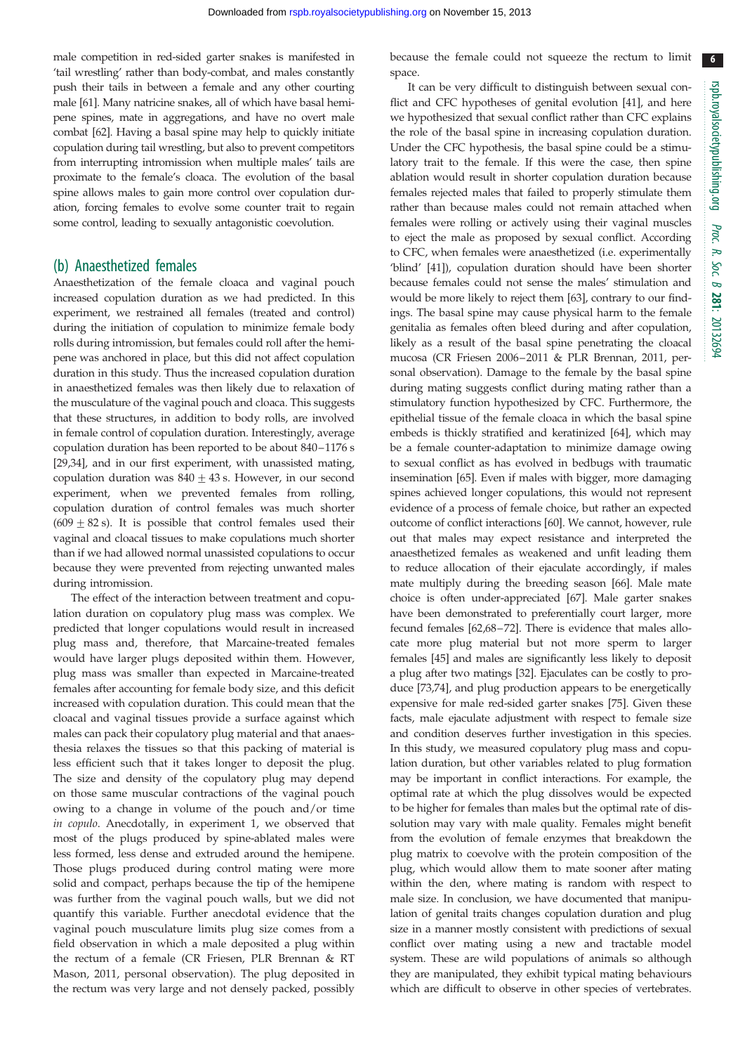male competition in red-sided garter snakes is manifested in 'tail wrestling' rather than body-combat, and males constantly push their tails in between a female and any other courting male [61]. Many natricine snakes, all of which have basal hemipene spines, mate in aggregations, and have no overt male combat [62]. Having a basal spine may help to quickly initiate copulation during tail wrestling, but also to prevent competitors from interrupting intromission when multiple males' tails are proximate to the female's cloaca. The evolution of the basal spine allows males to gain more control over copulation duration, forcing females to evolve some counter trait to regain some control, leading to sexually antagonistic coevolution.

## (b) Anaesthetized females

Anaesthetization of the female cloaca and vaginal pouch increased copulation duration as we had predicted. In this experiment, we restrained all females (treated and control) during the initiation of copulation to minimize female body rolls during intromission, but females could roll after the hemipene was anchored in place, but this did not affect copulation duration in this study. Thus the increased copulation duration in anaesthetized females was then likely due to relaxation of the musculature of the vaginal pouch and cloaca. This suggests that these structures, in addition to body rolls, are involved in female control of copulation duration. Interestingly, average copulation duration has been reported to be about 840–1176 s [29,34], and in our first experiment, with unassisted mating, copulation duration was $840 \pm 43$ s. However, in our second experiment, when we prevented females from rolling, copulation duration of control females was much shorter ($609 \pm 82$ s). It is possible that control females used their vaginal and cloacal tissues to make copulations much shorter than if we had allowed normal unassisted copulations to occur because they were prevented from rejecting unwanted males during intromission.

The effect of the interaction between treatment and copulation duration on copulatory plug mass was complex. We predicted that longer copulations would result in increased plug mass and, therefore, that Marcaine-treated females would have larger plugs deposited within them. However, plug mass was smaller than expected in Marcaine-treated females after accounting for female body size, and this deficit increased with copulation duration. This could mean that the cloacal and vaginal tissues provide a surface against which males can pack their copulatory plug material and that anaesthesia relaxes the tissues so that this packing of material is less efficient such that it takes longer to deposit the plug. The size and density of the copulatory plug may depend on those same muscular contractions of the vaginal pouch owing to a change in volume of the pouch and/or time *in copulo*. Anecdotally, in experiment 1, we observed that most of the plugs produced by spine-ablated males were less formed, less dense and extruded around the hemipene. Those plugs produced during control mating were more solid and compact, perhaps because the tip of the hemipene was further from the vaginal pouch walls, but we did not quantify this variable. Further anecdotal evidence that the vaginal pouch musculature limits plug size comes from a field observation in which a male deposited a plug within the rectum of a female (CR Friesen, PLR Brennan & RT Mason, 2011, personal observation). The plug deposited in the rectum was very large and not densely packed, possibly because the female could not squeeze the rectum to limit space.

It can be very difficult to distinguish between sexual conflict and CFC hypotheses of genital evolution [41], and here we hypothesized that sexual conflict rather than CFC explains the role of the basal spine in increasing copulation duration. Under the CFC hypothesis, the basal spine could be a stimulatory trait to the female. If this were the case, then spine ablation would result in shorter copulation duration because females rejected males that failed to properly stimulate them rather than because males could not remain attached when females were rolling or actively using their vaginal muscles to eject the male as proposed by sexual conflict. According to CFC, when females were anaesthetized (i.e. experimentally 'blind' [41]), copulation duration should have been shorter because females could not sense the males' stimulation and would be more likely to reject them [63], contrary to our findings. The basal spine may cause physical harm to the female genitalia as females often bleed during and after copulation, likely as a result of the basal spine penetrating the cloacal mucosa (CR Friesen 2006–2011 & PLR Brennan, 2011, personal observation). Damage to the female by the basal spine during mating suggests conflict during mating rather than a stimulatory function hypothesized by CFC. Furthermore, the epithelial tissue of the female cloaca in which the basal spine embeds is thickly stratified and keratinized [64], which may be a female counter-adaptation to minimize damage owing to sexual conflict as has evolved in bedbugs with traumatic insemination [65]. Even if males with bigger, more damaging spines achieved longer copulations, this would not represent evidence of a process of female choice, but rather an expected outcome of conflict interactions [60]. We cannot, however, rule out that males may expect resistance and interpreted the anaesthetized females as weakened and unfit leading them to reduce allocation of their ejaculate accordingly, if males mate multiply during the breeding season [66]. Male mate choice is often under-appreciated [67]. Male garter snakes have been demonstrated to preferentially court larger, more fecund females [62,68–72]. There is evidence that males allocate more plug material but not more sperm to larger females [45] and males are significantly less likely to deposit a plug after two matings [32]. Ejaculates can be costly to produce [73,74], and plug production appears to be energetically expensive for male red-sided garter snakes [75]. Given these facts, male ejaculate adjustment with respect to female size and condition deserves further investigation in this species. In this study, we measured copulatory plug mass and copulation duration, but other variables related to plug formation may be important in conflict interactions. For example, the optimal rate at which the plug dissolves would be expected to be higher for females than males but the optimal rate of dissolution may vary with male quality. Females might benefit from the evolution of female enzymes that breakdown the plug matrix to coevolve with the protein composition of the plug, which would allow them to mate sooner after mating within the den, where mating is random with respect to male size. In conclusion, we have documented that manipulation of genital traits changes copulation duration and plug size in a manner mostly consistent with predictions of sexual conflict over mating using a new and tractable model system. These are wild populations of animals so although they are manipulated, they exhibit typical mating behaviours which are difficult to observe in other species of vertebrates.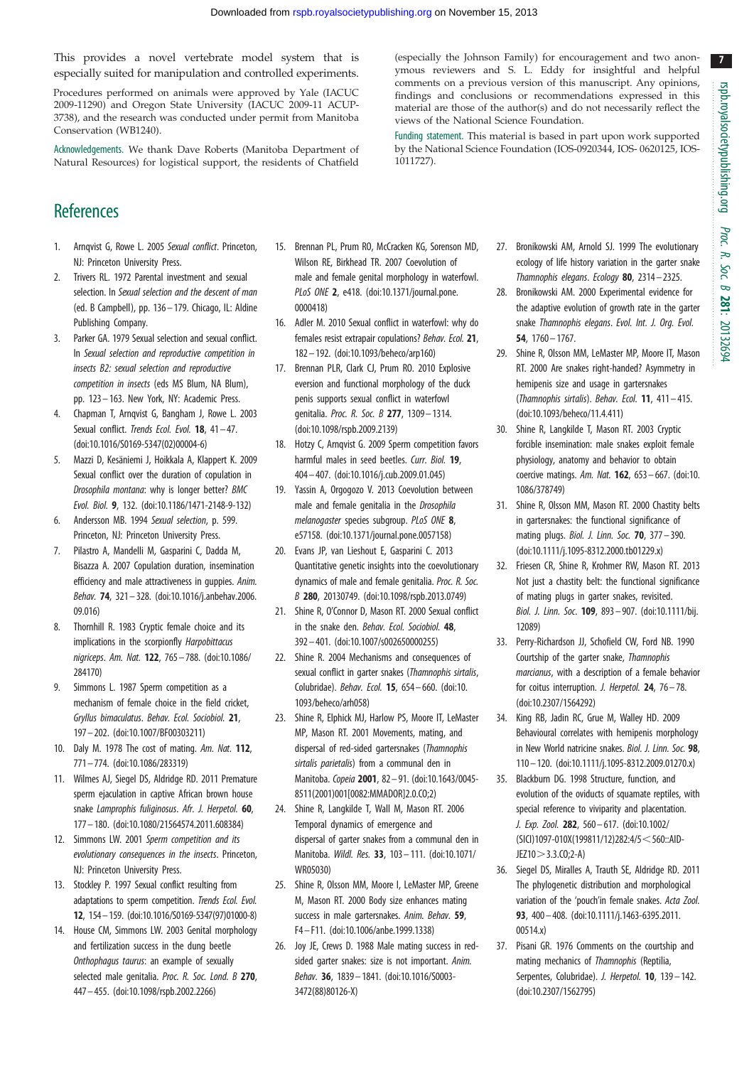This provides a novel vertebrate model system that is especially suited for manipulation and controlled experiments.

Procedures performed on animals were approved by Yale (IACUC 2009-11290) and Oregon State University (IACUC 2009-11 ACUP-3738), and the research was conducted under permit from Manitoba Conservation (WB1240).

Acknowledgements. We thank Dave Roberts (Manitoba Department of Natural Resources) for logistical support, the residents of Chatfield (especially the Johnson Family) for encouragement and two anonymous reviewers and S. L. Eddy for insightful and helpful comments on a previous version of this manuscript. Any opinions, findings and conclusions or recommendations expressed in this material are those of the author(s) and do not necessarily reflect the views of the National Science Foundation.

Funding statement. This material is based in part upon work supported by the National Science Foundation (IOS-0920344, IOS- 0620125, IOS-1011727).

# References

1. Arnqvist G, Rowe L. 2005 *Sexual conflict*. Princeton, NJ: Princeton University Press.
2. Trivers RL. 1972 Parental investment and sexual selection. In *Sexual selection and the descent of man* (ed. B Campbell), pp. 136–179. Chicago, IL: Aldine Publishing Company.
3. Parker GA. 1979 Sexual selection and sexual conflict. In *Sexual selection and reproductive competition in insects B2: sexual selection and reproductive competition in insects* (eds MS Blum, NA Blum), pp. 123–163. New York, NY: Academic Press.
4. Chapman T, Arnqvist G, Bangham J, Rowe L. 2003 Sexual conflict. *Trends Ecol. Evol.* **18**, 41–47. (doi:10.1016/S0169-5347(02)00004-6)
5. Mazzi D, Kesäniemi J, Hoikkala A, Klappert K. 2009 Sexual conflict over the duration of copulation in *Drosophila montana*: why is longer better? *BMC Evol. Biol.* **9**, 132. (doi:10.1186/1471-2148-9-132)
6. Andersson MB. 1994 *Sexual selection*, p. 599. Princeton, NJ: Princeton University Press.
7. Pilastro A, Mandelli M, Gasparini C, Dadda M, Bisazza A. 2007 Copulation duration, insemination efficiency and male attractiveness in guppies. *Anim. Behav.* **74**, 321–328. (doi:10.1016/j.anbehav.2006.09.016)
8. Thornhill R. 1983 Cryptic female choice and its implications in the scorpionfly *Harpobittacus nigriceps*. *Am. Nat.* **122**, 765–788. (doi:10.1086/284170)
9. Simmons L. 1987 Sperm competition as a mechanism of female choice in the field cricket, *Gryllus bimaculatus*. *Behav. Ecol. Sociobiol.* **21**, 197–202. (doi:10.1007/BF00303211)
10. Daly M. 1978 The cost of mating. *Am. Nat.* **112**, 771–774. (doi:10.1086/283319)
11. Wilmes AJ, Siegel DS, Aldridge RD. 2011 Premature sperm ejaculation in captive African brown house snake *Lamprophis fuliginosus*. *Afr. J. Herpetol.* **60**, 177–180. (doi:10.1080/21564574.2011.608384)
12. Simmons LW. 2001 *Sperm competition and its evolutionary consequences in the insects*. Princeton, NJ: Princeton University Press.
13. Stockley P. 1997 Sexual conflict resulting from adaptations to sperm competition. *Trends Ecol. Evol.* **12**, 154–159. (doi:10.1016/S0169-5347(97)01000-8)
14. House CM, Simmons LW. 2003 Genital morphology and fertilization success in the dung beetle *Onthophagus taurus*: an example of sexually selected male genitalia. *Proc. R. Soc. Lond. B* **270**, 447–455. (doi:10.1098/rspb.2002.2266)
15. Brennan PL, Prum RO, McCracken KG, Sorenson MD, Wilson RE, Birkhead TR. 2007 Coevolution of male and female genital morphology in waterfowl. *PLoS ONE* **2**, e418. (doi:10.1371/journal.pone.0000418)
16. Adler M. 2010 Sexual conflict in waterfowl: why do females resist extrapair copulations? *Behav. Ecol.* **21**, 182–192. (doi:10.1093/beheco/arp160)
17. Brennan PLR, Clark CJ, Prum RO. 2010 Explosive eversion and functional morphology of the duck penis supports sexual conflict in waterfowl genitalia. *Proc. R. Soc. B* **277**, 1309–1314. (doi:10.1098/rspb.2009.2139)
18. Hotzy C, Arnqvist G. 2009 Sperm competition favors harmful males in seed beetles. *Curr. Biol.* **19**, 404–407. (doi:10.1016/j.cub.2009.01.045)
19. Yassin A, Orgogozo V. 2013 Coevolution between male and female genitalia in the *Drosophila melanogaster* species subgroup. *PLoS ONE* **8**, e57158. (doi:10.1371/journal.pone.0057158)
20. Evans JP, van Lieshout E, Gasparini C. 2013 Quantitative genetic insights into the coevolutionary dynamics of male and female genitalia. *Proc. R. Soc. B* **280**, 20130749. (doi:10.1098/rspb.2013.0749)
21. Shine R, O'Connor D, Mason RT. 2000 Sexual conflict in the snake den. *Behav. Ecol. Sociobiol.* **48**, 392–401. (doi:10.1007/s002650000255)
22. Shine R. 2004 Mechanisms and consequences of sexual conflict in garter snakes (*Thamnophis sirtalis*, Colubridae). *Behav. Ecol.* **15**, 654–660. (doi:10.1093/beheco/arh058)
23. Shine R, Elphick MJ, Harlow PS, Moore IT, LeMaster MP, Mason RT. 2001 Movements, mating, and dispersal of red-sided gartersnakes (*Thamnophis sirtalis parietalis*) from a communal den in Manitoba. *Copeia* **2001**, 82–91. (doi:10.1643/0045-8511(2001)001[0082:MMADOR]2.0.CO;2)
24. Shine R, Langkilde T, Wall M, Mason RT. 2006 Temporal dynamics of emergence and dispersal of garter snakes from a communal den in Manitoba. *Wildl. Res.* **33**, 103–111. (doi:10.1071/WR05030)
25. Shine R, Olsson MM, Moore I, LeMaster MP, Greene M, Mason RT. 2000 Body size enhances mating success in male gartersnakes. *Anim. Behav.* **59**, F4–F11. (doi:10.1006/anbe.1999.1338)
26. Joy JE, Crews D. 1988 Male mating success in red-sided garter snakes: size is not important. *Anim. Behav.* **36**, 1839–1841. (doi:10.1016/S0003-3472(88)80126-X)
27. Bronikowski AM, Arnold SJ. 1999 The evolutionary ecology of life history variation in the garter snake *Thamnophis elegans*. *Ecology* **80**, 2314–2325.
28. Bronikowski AM. 2000 Experimental evidence for the adaptive evolution of growth rate in the garter snake *Thamnophis elegans*. *Evol. Int. J. Org. Evol.* **54**, 1760–1767.
29. Shine R, Olsson MM, LeMaster MP, Moore IT, Mason RT. 2000 Are snakes right-handed? Asymmetry in hemipenis size and usage in gartersnakes (*Thamnophis sirtalis*). *Behav. Ecol.* **11**, 411–415. (doi:10.1093/beheco/11.4.411)
30. Shine R, Langkilde T, Mason RT. 2003 Cryptic forcible insemination: male snakes exploit female physiology, anatomy and behavior to obtain coercive matings. *Am. Nat.* **162**, 653–667. (doi:10.1086/378749)
31. Shine R, Olsson MM, Mason RT. 2000 Chastity belts in gartersnakes: the functional significance of mating plugs. *Biol. J. Linn. Soc.* **70**, 377–390. (doi:10.1111/j.1095-8312.2000.tb01229.x)
32. Friesen CR, Shine R, Krohmer RW, Mason RT. 2013 Not just a chastity belt: the functional significance of mating plugs in garter snakes, revisited. *Biol. J. Linn. Soc.* **109**, 893–907. (doi:10.1111/bij.12089)
33. Perry-Richardson JJ, Schofield CW, Ford NB. 1990 Courtship of the garter snake, *Thamnophis marcianus*, with a description of a female behavior for coitus interruption. *J. Herpetol.* **24**, 76–78. (doi:10.2307/1564292)
34. King RB, Jadin RC, Grue M, Walley HD. 2009 Behavioural correlates with hemipenis morphology in New World natricine snakes. *Biol. J. Linn. Soc.* **98**, 110–120. (doi:10.1111/j.1095-8312.2009.01270.x)
35. Blackburn DG. 1998 Structure, function, and evolution of the oviducts of squamate reptiles, with special reference to viviparity and placentation. *J. Exp. Zool.* **282**, 560–617. (doi:10.1002/(SICI)1097-010X(199811/12)282:4/5<560::AID-JEZ10>3.3.CO;2-A)
36. Siegel DS, Miralles A, Trauth SE, Aldridge RD. 2011 The phylogenetic distribution and morphological variation of the 'pouch'in female snakes. *Acta Zool.* **93**, 400–408. (doi:10.1111/j.1463-6395.2011.00514.x)
37. Pisani GR. 1976 Comments on the courtship and mating mechanics of *Thamnophis* (Reptilia, Serpentes, Colubridae). *J. Herpetol.* **10**, 139–142. (doi:10.2307/1562795)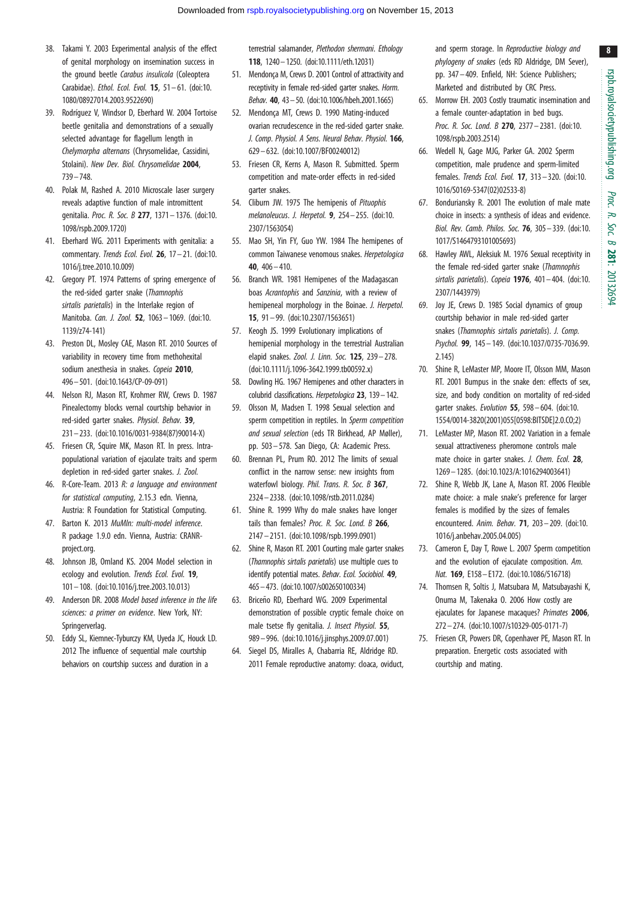38. Takami Y. 2003 Experimental analysis of the effect of genital morphology on insemination success in the ground beetle *Carabus insulicola* (Coleoptera Carabidae). *Ethol. Ecol. Evol.* **15**, 51–61. (doi:10.1080/08927014.2003.9522690)
39. Rodríguez V, Windsor D, Eberhard W. 2004 Tortoise beetle genitalia and demonstrations of a sexually selected advantage for flagellum length in *Chelymorpha alternans* (Chrysomelidae, Cassidini, Stolaini). *New Dev. Biol. Chrysomelidae* **2004**, 739–748.
40. Polak M, Rashed A. 2010 Microscale laser surgery reveals adaptive function of male intromittent genitalia. *Proc. R. Soc. B* **277**, 1371–1376. (doi:10.1098/rspb.2009.1720)
41. Eberhard WG. 2011 Experiments with genitalia: a commentary. *Trends Ecol. Evol.* **26**, 17–21. (doi:10.1016/j.tree.2010.10.009)
42. Gregory PT. 1974 Patterns of spring emergence of the red-sided garter snake (*Thamnophis sirtalis parietalis*) in the Interlake region of Manitoba. *Can. J. Zool.* **52**, 1063–1069. (doi:10.1139/z74-141)
43. Preston DL, Mosley CAE, Mason RT. 2010 Sources of variability in recovery time from methohexital sodium anesthesia in snakes. *Copeia* **2010**, 496–501. (doi:10.1643/CP-09-091)
44. Nelson RJ, Mason RT, Krohmer RW, Crews D. 1987 Pinealectomy blocks vernal courtship behavior in red-sided garter snakes. *Physiol. Behav.* **39**, 231–233. (doi:10.1016/0031-9384(87)90014-X)
45. Friesen CR, Squire MK, Mason RT. In press. Intra-populational variation of ejaculate traits and sperm depletion in red-sided garter snakes. *J. Zool.*
46. R-Core-Team. 2013 *R: a language and environment for statistical computing*, 2.15.3 edn. Vienna, Austria: R Foundation for Statistical Computing.
47. Barton K. 2013 *MuMIn: multi-model inference*. R package 1.9.0 edn. Vienna, Austria: CRANR-project.org.
48. Johnson JB, Omland KS. 2004 Model selection in ecology and evolution. *Trends Ecol. Evol.* **19**, 101–108. (doi:10.1016/j.tree.2003.10.013)
49. Anderson DR. 2008 *Model based inference in the life sciences: a primer on evidence*. New York, NY: Springerverlag.
50. Eddy SL, Kiemnec-Tyburczy KM, Uyeda JC, Houck LD. 2012 The influence of sequential male courtship behaviors on courtship success and duration in a terrestrial salamander, *Plethodon shermani*. *Ethology* **118**, 1240–1250. (doi:10.1111/eth.12031)
51. Mendonça M, Crews D. 2001 Control of attractivity and receptivity in female red-sided garter snakes. *Horm. Behav.* **40**, 43–50. (doi:10.1006/hbeh.2001.1665)
52. Mendonça MT, Crews D. 1990 Mating-induced ovarian recrudescence in the red-sided garter snake. *J. Comp. Physiol. A Sens. Neural Behav. Physiol.* **166**, 629–632. (doi:10.1007/BF00240012)
53. Friesen CR, Kerns A, Mason R. Submitted. Sperm competition and mate-order effects in red-sided garter snakes.
54. Cliburn JW. 1975 The hemipenis of *Pituophis melanoleucus*. *J. Herpetol.* **9**, 254–255. (doi:10.2307/1563054)
55. Mao SH, Yin FY, Guo YW. 1984 The hemipenes of common Taiwanese venomous snakes. *Herpetologica* **40**, 406–410.
56. Branch WR. 1981 Hemipenes of the Madagascan boas *Acrantophis* and *Sanzinia*, with a review of hemipeneal morphology in the Boinae. *J. Herpetol.* **15**, 91–99. (doi:10.2307/1563651)
57. Keogh JS. 1999 Evolutionary implications of hemipenial morphology in the terrestrial Australian elapid snakes. *Zool. J. Linn. Soc.* **125**, 239–278. (doi:10.1111/j.1096-3642.1999.tb00592.x)
58. Dowling HG. 1967 Hemipenes and other characters in colubrid classifications. *Herpetologica* **23**, 139–142.
59. Olsson M, Madsen T. 1998 Sexual selection and sperm competition in reptiles. In *Sperm competition and sexual selection* (eds TR Birkhead, AP Møller), pp. 503–578. San Diego, CA: Academic Press.
60. Brennan PL, Prum RO. 2012 The limits of sexual conflict in the narrow sense: new insights from waterfowl biology. *Phil. Trans. R. Soc. B* **367**, 2324–2338. (doi:10.1098/rstb.2011.0284)
61. Shine R. 1999 Why do male snakes have longer tails than females? *Proc. R. Soc. Lond. B* **266**, 2147–2151. (doi:10.1098/rspb.1999.0901)
62. Shine R, Mason RT. 2001 Courting male garter snakes (*Thamnophis sirtalis parietalis*) use multiple cues to identify potential mates. *Behav. Ecol. Sociobiol.* **49**, 465–473. (doi:10.1007/s002650100334)
63. Briceño RD, Eberhard WG. 2009 Experimental demonstration of possible cryptic female choice on male tsetse fly genitalia. *J. Insect Physiol.* **55**, 989–996. (doi:10.1016/j.jinsphys.2009.07.001)
64. Siegel DS, Miralles A, Chabarria RE, Aldridge RD. 2011 Female reproductive anatomy: cloaca, oviduct, and sperm storage. In *Reproductive biology and phylogeny of snakes* (eds RD Aldridge, DM Sever), pp. 347–409. Enfield, NH: Science Publishers; Marketed and distributed by CRC Press.
65. Morrow EH. 2003 Costly traumatic insemination and a female counter-adaptation in bed bugs. *Proc. R. Soc. Lond. B* **270**, 2377–2381. (doi:10.1098/rspb.2003.2514)
66. Wedell N, Gage MJG, Parker GA. 2002 Sperm competition, male prudence and sperm-limited females. *Trends Ecol. Evol.* **17**, 313–320. (doi:10.1016/S0169-5347(02)02533-8)
67. Bonduriansky R. 2001 The evolution of male mate choice in insects: a synthesis of ideas and evidence. *Biol. Rev. Camb. Philos. Soc.* **76**, 305–339. (doi:10.1017/S1464793101005693)
68. Hawley AWL, Aleksiuk M. 1976 Sexual receptivity in the female red-sided garter snake (*Thamnophis sirtalis parietalis*). *Copeia* **1976**, 401–404. (doi:10.2307/1443979)
69. Joy JE, Crews D. 1985 Social dynamics of group courtship behavior in male red-sided garter snakes (*Thamnophis sirtalis parietalis*). *J. Comp. Psychol.* **99**, 145–149. (doi:10.1037/0735-7036.99.2.145)
70. Shine R, LeMaster MP, Moore IT, Olsson MM, Mason RT. 2001 Bumpus in the snake den: effects of sex, size, and body condition on mortality of red-sided garter snakes. *Evolution* **55**, 598–604. (doi:10.1554/0014-3820(2001)055[0598:BITSDE]2.0.CO;2)
71. LeMaster MP, Mason RT. 2002 Variation in a female sexual attractiveness pheromone controls male mate choice in garter snakes. *J. Chem. Ecol.* **28**, 1269–1285. (doi:10.1023/A:1016294003641)
72. Shine R, Webb JK, Lane A, Mason RT. 2006 Flexible mate choice: a male snake's preference for larger females is modified by the sizes of females encountered. *Anim. Behav.* **71**, 203–209. (doi:10.1016/j.anbehav.2005.04.005)
73. Cameron E, Day T, Rowe L. 2007 Sperm competition and the evolution of ejaculate composition. *Am. Nat.* **169**, E158–E172. (doi:10.1086/516718)
74. Thomsen R, Soltis J, Matsubara M, Matsubayashi K, Onuma M, Takenaka O. 2006 How costly are ejaculates for Japanese macaques? *Primates* **2006**, 272–274. (doi:10.1007/s10329-005-0171-7)
75. Friesen CR, Powers DR, Copenhaver PE, Mason RT. In preparation. Energetic costs associated with courtship and mating.